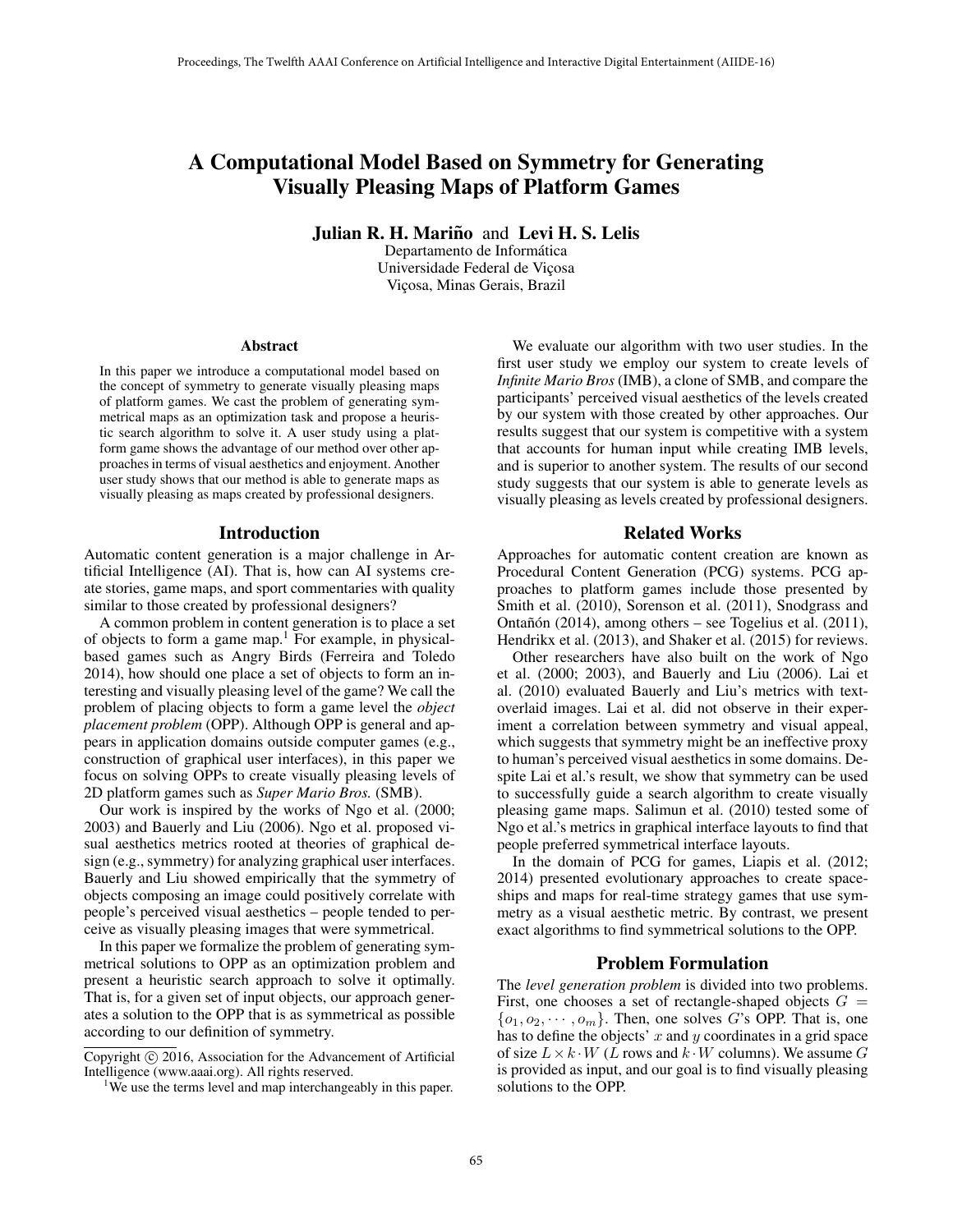# A Computational Model Based on Symmetry for Generating Visually Pleasing Maps of Platform Games

**Julian R. H. Mariño** and **Levi H. S. Lelis**
Departamento de Informática
Universidade Federal de Viçosa
Viçosa, Minas Gerais, Brazil

## Abstract

In this paper we introduce a computational model based on the concept of symmetry to generate visually pleasing maps of platform games. We cast the problem of generating symmetrical maps as an optimization task and propose a heuristic search algorithm to solve it. A user study using a platform game shows the advantage of our method over other approaches in terms of visual aesthetics and enjoyment. Another user study shows that our method is able to generate maps as visually pleasing as maps created by professional designers.

## Introduction

Automatic content generation is a major challenge in Artificial Intelligence (AI). That is, how can AI systems create stories, game maps, and sport commentaries with quality similar to those created by professional designers?

A common problem in content generation is to place a set of objects to form a game map.[1] For example, in physical-based games such as Angry Birds (Ferreira and Toledo 2014), how should one place a set of objects to form an interesting and visually pleasing level of the game? We call the problem of placing objects to form a game level the *object placement problem* (OPP). Although OPP is general and appears in application domains outside computer games (e.g., construction of graphical user interfaces), in this paper we focus on solving OPPs to create visually pleasing levels of 2D platform games such as *Super Mario Bros.* (SMB).

Our work is inspired by the works of Ngo et al. (2000; 2003) and Bauerly and Liu (2006). Ngo et al. proposed visual aesthetics metrics rooted at theories of graphical design (e.g., symmetry) for analyzing graphical user interfaces. Bauerly and Liu showed empirically that the symmetry of objects composing an image could positively correlate with people's perceived visual aesthetics – people tended to perceive as visually pleasing images that were symmetrical.

In this paper we formalize the problem of generating symmetrical solutions to OPP as an optimization problem and present a heuristic search approach to solve it optimally. That is, for a given set of input objects, our approach generates a solution to the OPP that is as symmetrical as possible according to our definition of symmetry.

Copyright © 2016, Association for the Advancement of Artificial Intelligence (www.aaai.org). All rights reserved.

[1] We use the terms level and map interchangeably in this paper.

We evaluate our algorithm with two user studies. In the first user study we employ our system to create levels of *Infinite Mario Bros* (IMB), a clone of SMB, and compare the participants' perceived visual aesthetics of the levels created by our system with those created by other approaches. Our results suggest that our system is competitive with a system that accounts for human input while creating IMB levels, and is superior to another system. The results of our second study suggests that our system is able to generate levels as visually pleasing as levels created by professional designers.

## Related Works

Approaches for automatic content creation are known as Procedural Content Generation (PCG) systems. PCG approaches to platform games include those presented by Smith et al. (2010), Sorenson et al. (2011), Snodgrass and Ontañón (2014), among others – see Togelius et al. (2011), Hendrikx et al. (2013), and Shaker et al. (2015) for reviews.

Other researchers have also built on the work of Ngo et al. (2000; 2003), and Bauerly and Liu (2006). Lai et al. (2010) evaluated Bauerly and Liu's metrics with text-overlaid images. Lai et al. did not observe in their experiment a correlation between symmetry and visual appeal, which suggests that symmetry might be an ineffective proxy to human's perceived visual aesthetics in some domains. Despite Lai et al.'s result, we show that symmetry can be used to successfully guide a search algorithm to create visually pleasing game maps. Salimun et al. (2010) tested some of Ngo et al.'s metrics in graphical interface layouts to find that people preferred symmetrical interface layouts.

In the domain of PCG for games, Liapis et al. (2012; 2014) presented evolutionary approaches to create spaceships and maps for real-time strategy games that use symmetry as a visual aesthetic metric. By contrast, we present exact algorithms to find symmetrical solutions to the OPP.

## Problem Formulation

The *level generation problem* is divided into two problems. First, one chooses a set of rectangle-shaped objects $G = \{o_1, o_2, \cdots, o_m\}$. Then, one solves $G$'s OPP. That is, one has to define the objects' $x$ and $y$ coordinates in a grid space of size $L \times k \cdot W$ ($L$ rows and $k \cdot W$ columns). We assume $G$ is provided as input, and our goal is to find visually pleasing solutions to the OPP.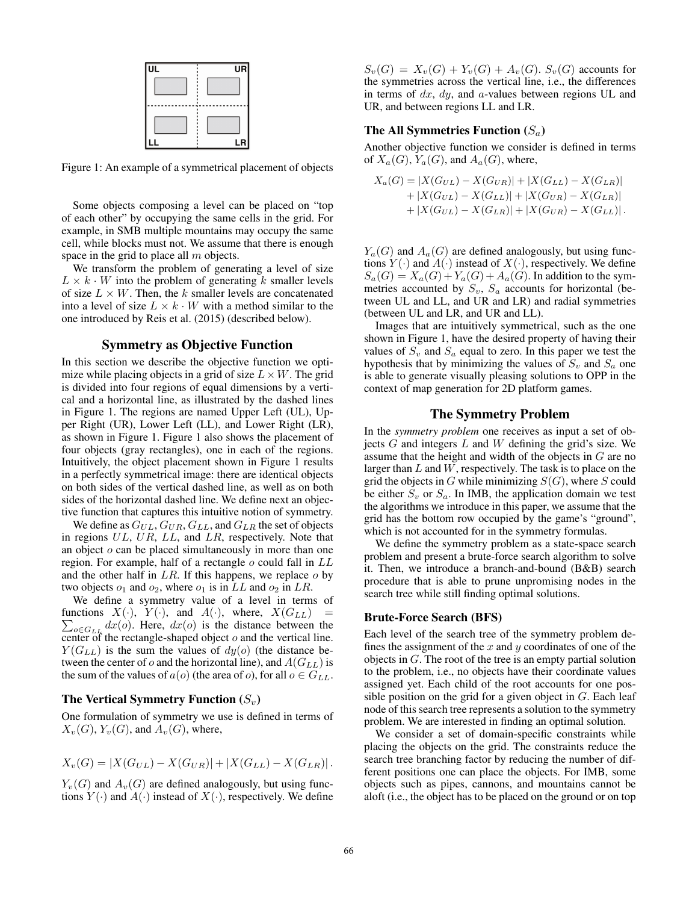Figure 1: An example of a symmetrical placement of objects

Some objects composing a level can be placed on "top of each other" by occupying the same cells in the grid. For example, in SMB multiple mountains may occupy the same cell, while blocks must not. We assume that there is enough space in the grid to place all $m$ objects.

We transform the problem of generating a level of size $L \times k \cdot W$ into the problem of generating $k$ smaller levels of size $L \times W$. Then, the $k$ smaller levels are concatenated into a level of size $L \times k \cdot W$ with a method similar to the one introduced by Reis et al. (2015) (described below).

## Symmetry as Objective Function

In this section we describe the objective function we optimize while placing objects in a grid of size $L \times W$. The grid is divided into four regions of equal dimensions by a vertical and a horizontal line, as illustrated by the dashed lines in Figure 1. The regions are named Upper Left (UL), Upper Right (UR), Lower Left (LL), and Lower Right (LR), as shown in Figure 1. Figure 1 also shows the placement of four objects (gray rectangles), one in each of the regions. Intuitively, the object placement shown in Figure 1 results in a perfectly symmetrical image: there are identical objects on both sides of the vertical dashed line, as well as on both sides of the horizontal dashed line. We define next an objective function that captures this intuitive notion of symmetry.

We define as $G_{UL}, G_{UR}, G_{LL}$, and $G_{LR}$ the set of objects in regions $UL$, $UR$, $LL$, and $LR$, respectively. Note that an object $o$ can be placed simultaneously in more than one region. For example, half of a rectangle $o$ could fall in $LL$ and the other half in $LR$. If this happens, we replace $o$ by two objects $o_1$ and $o_2$, where $o_1$ is in $LL$ and $o_2$ in $LR$.

We define a symmetry value of a level in terms of functions $X(\cdot)$, $Y(\cdot)$, and $A(\cdot)$, where, $X(G_{LL}) = \sum_{o \in G_{LL}} dx(o)$. Here, $dx(o)$ is the distance between the center of the rectangle-shaped object $o$ and the vertical line. $Y(G_{LL})$ is the sum the values of $dy(o)$ (the distance between the center of $o$ and the horizontal line), and $A(G_{LL})$ is the sum of the values of $a(o)$ (the area of $o$), for all $o \in G_{LL}$.

### The Vertical Symmetry Function ($S_v$)

One formulation of symmetry we use is defined in terms of $X_v(G)$, $Y_v(G)$, and $A_v(G)$, where,

$$X_v(G) = |X(G_{UL}) - X(G_{UR})| + |X(G_{LL}) - X(G_{LR})| .$$

$Y_v(G)$ and $A_v(G)$ are defined analogously, but using functions $Y(\cdot)$ and $A(\cdot)$ instead of $X(\cdot)$, respectively. We define $S_v(G) = X_v(G) + Y_v(G) + A_v(G)$. $S_v(G)$ accounts for the symmetries across the vertical line, i.e., the differences in terms of $dx$, $dy$, and $a$-values between regions UL and UR, and between regions LL and LR.

### The All Symmetries Function ($S_a$)

Another objective function we consider is defined in terms of $X_a(G)$, $Y_a(G)$, and $A_a(G)$, where,

$$\begin{aligned} X_a(G) = &|X(G_{UL}) - X(G_{UR})| + |X(G_{LL}) - X(G_{LR})| \\ &+ |X(G_{UL}) - X(G_{LL})| + |X(G_{UR}) - X(G_{LR})| \\ &+ |X(G_{UL}) - X(G_{LR})| + |X(G_{UR}) - X(G_{LL})| . \end{aligned}$$

$Y_a(G)$ and $A_a(G)$ are defined analogously, but using functions $Y(\cdot)$ and $A(\cdot)$ instead of $X(\cdot)$, respectively. We define $S_a(G) = X_a(G) + Y_a(G) + A_a(G)$. In addition to the symmetries accounted by $S_v$, $S_a$ accounts for horizontal (between UL and LL, and UR and LR) and radial symmetries (between UL and LR, and UR and LL).

Images that are intuitively symmetrical, such as the one shown in Figure 1, have the desired property of having their values of $S_v$ and $S_a$ equal to zero. In this paper we test the hypothesis that by minimizing the values of $S_v$ and $S_a$ one is able to generate visually pleasing solutions to OPP in the context of map generation for 2D platform games.

## The Symmetry Problem

In the *symmetry problem* one receives as input a set of objects $G$ and integers $L$ and $W$ defining the grid's size. We assume that the height and width of the objects in $G$ are no larger than $L$ and $W$, respectively. The task is to place on the grid the objects in $G$ while minimizing $S(G)$, where $S$ could be either $S_v$ or $S_a$. In IMB, the application domain we test the algorithms we introduce in this paper, we assume that the grid has the bottom row occupied by the game's "ground", which is not accounted for in the symmetry formulas.

We define the symmetry problem as a state-space search problem and present a brute-force search algorithm to solve it. Then, we introduce a branch-and-bound (B&B) search procedure that is able to prune unpromising nodes in the search tree while still finding optimal solutions.

### Brute-Force Search (BFS)

Each level of the search tree of the symmetry problem defines the assignment of the $x$ and $y$ coordinates of one of the objects in $G$. The root of the tree is an empty partial solution to the problem, i.e., no objects have their coordinate values assigned yet. Each child of the root accounts for one possible position on the grid for a given object in $G$. Each leaf node of this search tree represents a solution to the symmetry problem. We are interested in finding an optimal solution.

We consider a set of domain-specific constraints while placing the objects on the grid. The constraints reduce the search tree branching factor by reducing the number of different positions one can place the objects. For IMB, some objects such as pipes, cannons, and mountains cannot be aloft (i.e., the object has to be placed on the ground or on top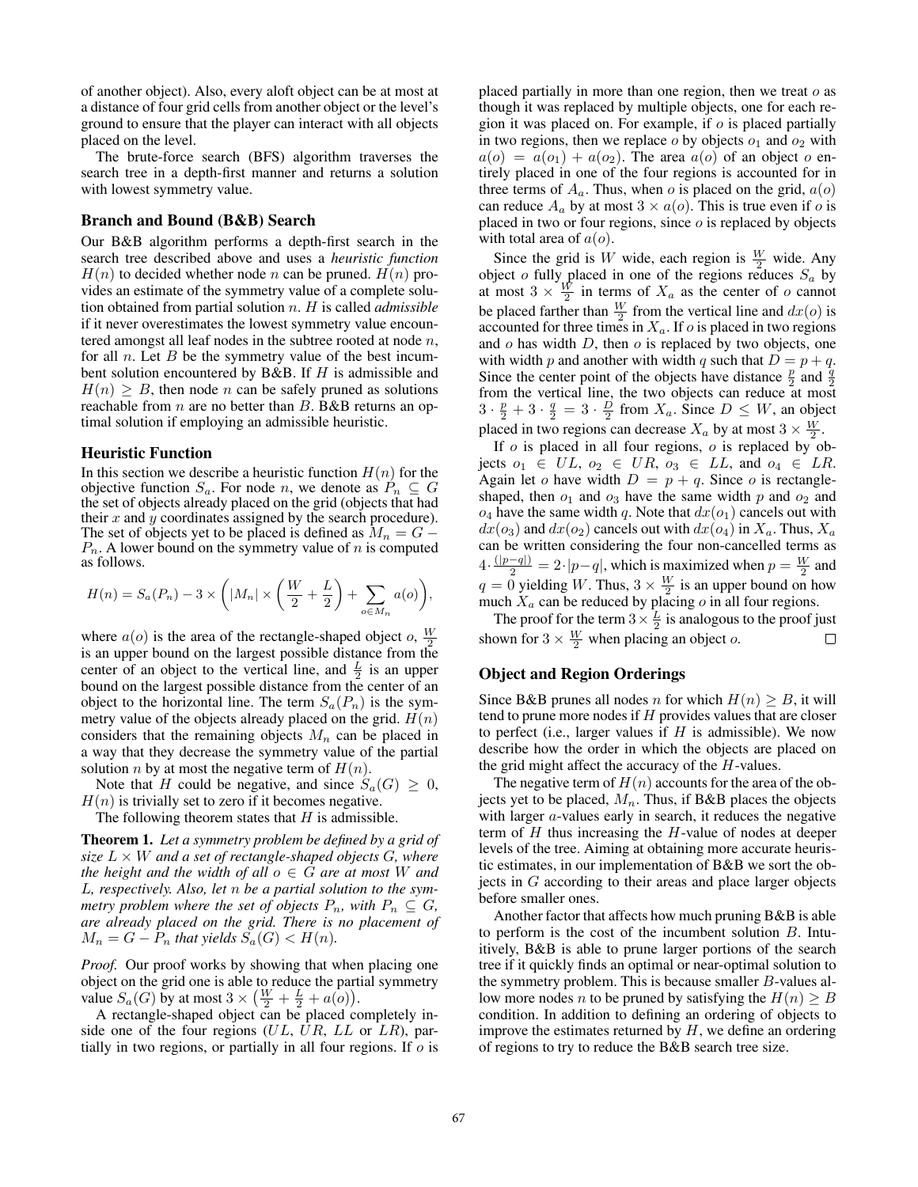of another object). Also, every aloft object can be at most at a distance of four grid cells from another object or the level's ground to ensure that the player can interact with all objects placed on the level.

The brute-force search (BFS) algorithm traverses the search tree in a depth-first manner and returns a solution with lowest symmetry value.

### Branch and Bound (B&B) Search

Our B&B algorithm performs a depth-first search in the search tree described above and uses a *heuristic function* $H(n)$ to decided whether node $n$ can be pruned. $H(n)$ provides an estimate of the symmetry value of a complete solution obtained from partial solution $n$. $H$ is called *admissible* if it never overestimates the lowest symmetry value encountered amongst all leaf nodes in the subtree rooted at node $n$, for all $n$. Let $B$ be the symmetry value of the best incumbent solution encountered by B&B. If $H$ is admissible and $H(n) \geq B$, then node $n$ can be safely pruned as solutions reachable from $n$ are no better than $B$. B&B returns an optimal solution if employing an admissible heuristic.

### Heuristic Function

In this section we describe a heuristic function $H(n)$ for the objective function $S_a$. For node $n$, we denote as $P_n \subseteq G$ the set of objects already placed on the grid (objects that had their $x$ and $y$ coordinates assigned by the search procedure). The set of objects yet to be placed is defined as $M_n = G - P_n$. A lower bound on the symmetry value of $n$ is computed as follows.

$$H(n) = S_a(P_n) - 3 \times \left( |M_n| \times \left( \frac{W}{2} + \frac{L}{2} \right) + \sum_{o \in M_n} a(o) \right),$$

where $a(o)$ is the area of the rectangle-shaped object $o$, $\frac{W}{2}$ is an upper bound on the largest possible distance from the center of an object to the vertical line, and $\frac{L}{2}$ is an upper bound on the largest possible distance from the center of an object to the horizontal line. The term $S_a(P_n)$ is the symmetry value of the objects already placed on the grid. $H(n)$ considers that the remaining objects $M_n$ can be placed in a way that they decrease the symmetry value of the partial solution $n$ by at most the negative term of $H(n)$.

Note that $H$ could be negative, and since $S_a(G) \geq 0$, $H(n)$ is trivially set to zero if it becomes negative.

The following theorem states that $H$ is admissible.

**Theorem 1.** *Let a symmetry problem be defined by a grid of size $L \times W$ and a set of rectangle-shaped objects $G$, where the height and the width of all $o \in G$ are at most $W$ and $L$, respectively. Also, let $n$ be a partial solution to the symmetry problem where the set of objects $P_n$, with $P_n \subseteq G$, are already placed on the grid. There is no placement of $M_n = G - P_n$ that yields $S_a(G) < H(n)$.*

*Proof.* Our proof works by showing that when placing one object on the grid one is able to reduce the partial symmetry value $S_a(G)$ by at most $3 \times \left(\frac{W}{2} + \frac{L}{2} + a(o)\right)$.

A rectangle-shaped object can be placed completely inside one of the four regions ($UL$, $UR$, $LL$ or $LR$), partially in two regions, or partially in all four regions. If $o$ is placed partially in more than one region, then we treat $o$ as though it was replaced by multiple objects, one for each region it was placed on. For example, if $o$ is placed partially in two regions, then we replace $o$ by objects $o_1$ and $o_2$ with $a(o) = a(o_1) + a(o_2)$. The area $a(o)$ of an object $o$ entirely placed in one of the four regions is accounted for in three terms of $A_a$. Thus, when $o$ is placed on the grid, $a(o)$ can reduce $A_a$ by at most $3 \times a(o)$. This is true even if $o$ is placed in two or four regions, since $o$ is replaced by objects with total area of $a(o)$.

Since the grid is $W$ wide, each region is $\frac{W}{2}$ wide. Any object $o$ fully placed in one of the regions reduces $S_a$ by at most $3 \times \frac{W}{2}$ in terms of $X_a$ as the center of $o$ cannot be placed farther than $\frac{W}{2}$ from the vertical line and $dx(o)$ is accounted for three times in $X_a$. If $o$ is placed in two regions and $o$ has width $D$, then $o$ is replaced by two objects, one with width $p$ and another with width $q$ such that $D = p + q$. Since the center point of the objects have distance $\frac{p}{2}$ and $\frac{q}{2}$ from the vertical line, the two objects can reduce at most $3 \cdot \frac{p}{2} + 3 \cdot \frac{q}{2} = 3 \cdot \frac{D}{2}$ from $X_a$. Since $D \leq W$, an object placed in two regions can decrease $X_a$ by at most $3 \times \frac{W}{2}$.

If $o$ is placed in all four regions, $o$ is replaced by objects $o_1 \in UL$, $o_2 \in UR$, $o_3 \in LL$, and $o_4 \in LR$. Again let $o$ have width $D = p + q$. Since $o$ is rectangle-shaped, then $o_1$ and $o_3$ have the same width $p$ and $o_2$ and $o_4$ have the same width $q$. Note that $dx(o_1)$ cancels out with $dx(o_3)$ and $dx(o_2)$ cancels out with $dx(o_4)$ in $X_a$. Thus, $X_a$ can be written considering the four non-cancelled terms as $4 \cdot \frac{(|p-q|)}{2} = 2 \cdot |p-q|$, which is maximized when $p = \frac{W}{2}$ and $q = 0$ yielding $W$. Thus, $3 \times \frac{W}{2}$ is an upper bound on how much $X_a$ can be reduced by placing $o$ in all four regions.

The proof for the term $3 \times \frac{L}{2}$ is analogous to the proof just shown for $3 \times \frac{W}{2}$ when placing an object $o$. $\square$

### Object and Region Orderings

Since B&B prunes all nodes $n$ for which $H(n) \geq B$, it will tend to prune more nodes if $H$ provides values that are closer to perfect (i.e., larger values if $H$ is admissible). We now describe how the order in which the objects are placed on the grid might affect the accuracy of the $H$-values.

The negative term of $H(n)$ accounts for the area of the objects yet to be placed, $M_n$. Thus, if B&B places the objects with larger $a$-values early in search, it reduces the negative term of $H$ thus increasing the $H$-value of nodes at deeper levels of the tree. Aiming at obtaining more accurate heuristic estimates, in our implementation of B&B we sort the objects in $G$ according to their areas and place larger objects before smaller ones.

Another factor that affects how much pruning B&B is able to perform is the cost of the incumbent solution $B$. Intuitively, B&B is able to prune larger portions of the search tree if it quickly finds an optimal or near-optimal solution to the symmetry problem. This is because smaller $B$-values allow more nodes $n$ to be pruned by satisfying the $H(n) \geq B$ condition. In addition to defining an ordering of objects to improve the estimates returned by $H$, we define an ordering of regions to try to reduce the B&B search tree size.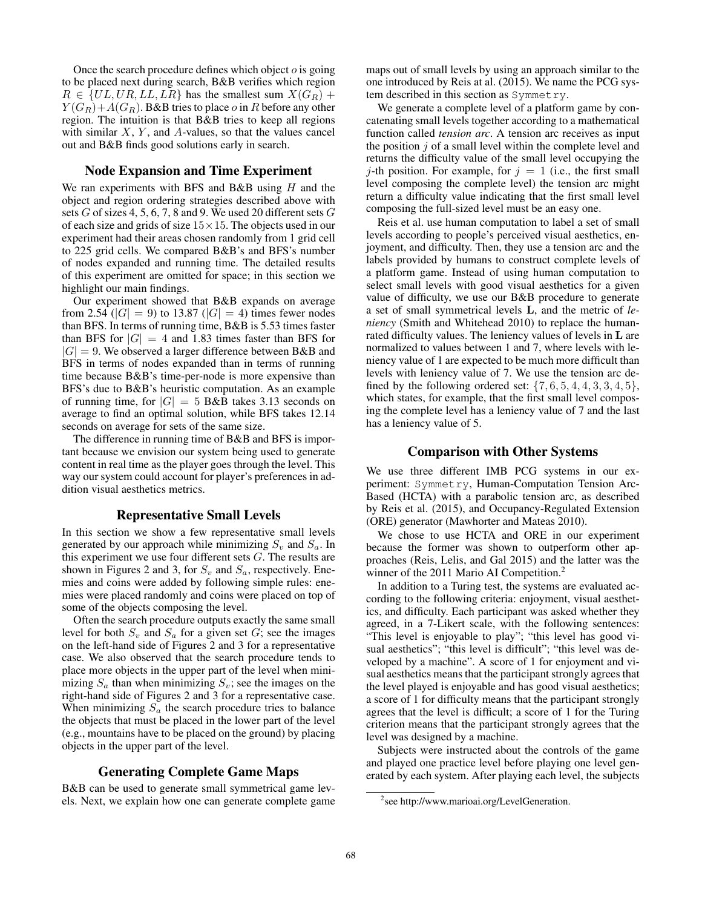Once the search procedure defines which object $o$ is going to be placed next during search, B&B verifies which region $R \in \{UL, UR, LL, LR\}$ has the smallest sum $X(G_R) + Y(G_R) + A(G_R)$. B&B tries to place $o$ in $R$ before any other region. The intuition is that B&B tries to keep all regions with similar $X$, $Y$, and $A$-values, so that the values cancel out and B&B finds good solutions early in search.

## Node Expansion and Time Experiment

We ran experiments with BFS and B&B using $H$ and the object and region ordering strategies described above with sets $G$ of sizes 4, 5, 6, 7, 8 and 9. We used 20 different sets $G$ of each size and grids of size $15 \times 15$. The objects used in our experiment had their areas chosen randomly from 1 grid cell to 225 grid cells. We compared B&B's and BFS's number of nodes expanded and running time. The detailed results of this experiment are omitted for space; in this section we highlight our main findings.

Our experiment showed that B&B expands on average from 2.54 ($|G| = 9$) to 13.87 ($|G| = 4$) times fewer nodes than BFS. In terms of running time, B&B is 5.53 times faster than BFS for $|G| = 4$ and 1.83 times faster than BFS for $|G| = 9$. We observed a larger difference between B&B and BFS in terms of nodes expanded than in terms of running time because B&B's time-per-node is more expensive than BFS's due to B&B's heuristic computation. As an example of running time, for $|G| = 5$ B&B takes 3.13 seconds on average to find an optimal solution, while BFS takes 12.14 seconds on average for sets of the same size.

The difference in running time of B&B and BFS is important because we envision our system being used to generate content in real time as the player goes through the level. This way our system could account for player's preferences in addition visual aesthetics metrics.

## Representative Small Levels

In this section we show a few representative small levels generated by our approach while minimizing $S_v$ and $S_a$. In this experiment we use four different sets $G$. The results are shown in Figures 2 and 3, for $S_v$ and $S_a$, respectively. Enemies and coins were added by following simple rules: enemies were placed randomly and coins were placed on top of some of the objects composing the level.

Often the search procedure outputs exactly the same small level for both $S_v$ and $S_a$ for a given set $G$; see the images on the left-hand side of Figures 2 and 3 for a representative case. We also observed that the search procedure tends to place more objects in the upper part of the level when minimizing $S_a$ than when minimizing $S_v$; see the images on the right-hand side of Figures 2 and 3 for a representative case. When minimizing $S_a$ the search procedure tries to balance the objects that must be placed in the lower part of the level (e.g., mountains have to be placed on the ground) by placing objects in the upper part of the level.

## Generating Complete Game Maps

B&B can be used to generate small symmetrical game levels. Next, we explain how one can generate complete game maps out of small levels by using an approach similar to the one introduced by Reis at al. (2015). We name the PCG system described in this section as `Symmetry`.

We generate a complete level of a platform game by concatenating small levels together according to a mathematical function called *tension arc*. A tension arc receives as input the position $j$ of a small level within the complete level and returns the difficulty value of the small level occupying the $j$-th position. For example, for $j = 1$ (i.e., the first small level composing the complete level) the tension arc might return a difficulty value indicating that the first small level composing the full-sized level must be an easy one.

Reis et al. use human computation to label a set of small levels according to people's perceived visual aesthetics, enjoyment, and difficulty. Then, they use a tension arc and the labels provided by humans to construct complete levels of a platform game. Instead of using human computation to select small levels with good visual aesthetics for a given value of difficulty, we use our B&B procedure to generate a set of small symmetrical levels $\mathbf{L}$, and the metric of *leniency* (Smith and Whitehead 2010) to replace the human-rated difficulty values. The leniency values of levels in $\mathbf{L}$ are normalized to values between 1 and 7, where levels with leniency value of 1 are expected to be much more difficult than levels with leniency value of 7. We use the tension arc defined by the following ordered set: $\{7, 6, 5, 4, 4, 3, 3, 4, 5\}$, which states, for example, that the first small level composing the complete level has a leniency value of 7 and the last has a leniency value of 5.

## Comparison with Other Systems

We use three different IMB PCG systems in our experiment: `Symmetry`, Human-Computation Tension Arc-Based (HCTA) with a parabolic tension arc, as described by Reis et al. (2015), and Occupancy-Regulated Extension (ORE) generator (Mawhorter and Mateas 2010).

We chose to use HCTA and ORE in our experiment because the former was shown to outperform other approaches (Reis, Lelis, and Gal 2015) and the latter was the winner of the 2011 Mario AI Competition.[2]

In addition to a Turing test, the systems are evaluated according to the following criteria: enjoyment, visual aesthetics, and difficulty. Each participant was asked whether they agreed, in a 7-Likert scale, with the following sentences: "This level is enjoyable to play"; "this level has good visual aesthetics"; "this level is difficult"; "this level was developed by a machine". A score of 1 for enjoyment and visual aesthetics means that the participant strongly agrees that the level played is enjoyable and has good visual aesthetics; a score of 1 for difficulty means that the participant strongly agrees that the level is difficult; a score of 1 for the Turing criterion means that the participant strongly agrees that the level was designed by a machine.

Subjects were instructed about the controls of the game and played one practice level before playing one level generated by each system. After playing each level, the subjects

[2] see http://www.marioai.org/LevelGeneration.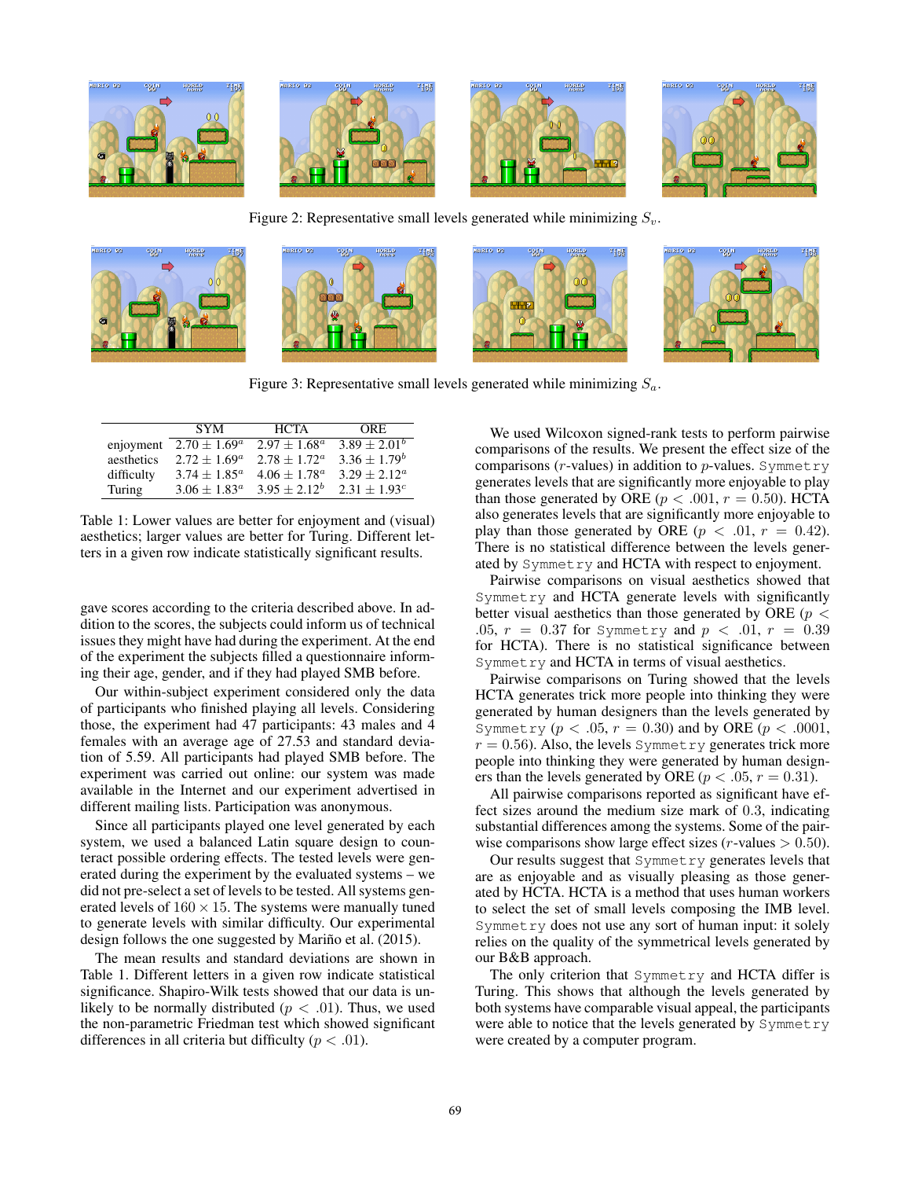Figure 2: Representative small levels generated while minimizing $S_v$.

Figure 3: Representative small levels generated while minimizing $S_a$.

| | SYM | HCTA | ORE |
|---|---|---|---|
| enjoyment | $2.70 \pm 1.69^a$ | $2.97 \pm 1.68^a$ | $3.89 \pm 2.01^b$ |
| aesthetics | $2.72 \pm 1.69^a$ | $2.78 \pm 1.72^a$ | $3.36 \pm 1.79^b$ |
| difficulty | $3.74 \pm 1.85^a$ | $4.06 \pm 1.78^a$ | $3.29 \pm 2.12^a$ |
| Turing | $3.06 \pm 1.83^a$ | $3.95 \pm 2.12^b$ | $2.31 \pm 1.93^c$ |

Table 1: Lower values are better for enjoyment and (visual) aesthetics; larger values are better for Turing. Different letters in a given row indicate statistically significant results.

gave scores according to the criteria described above. In addition to the scores, the subjects could inform us of technical issues they might have had during the experiment. At the end of the experiment the subjects filled a questionnaire informing their age, gender, and if they had played SMB before.

Our within-subject experiment considered only the data of participants who finished playing all levels. Considering those, the experiment had 47 participants: 43 males and 4 females with an average age of 27.53 and standard deviation of 5.59. All participants had played SMB before. The experiment was carried out online: our system was made available in the Internet and our experiment advertised in different mailing lists. Participation was anonymous.

Since all participants played one level generated by each system, we used a balanced Latin square design to counteract possible ordering effects. The tested levels were generated during the experiment by the evaluated systems – we did not pre-select a set of levels to be tested. All systems generated levels of $160 \times 15$. The systems were manually tuned to generate levels with similar difficulty. Our experimental design follows the one suggested by Mariño et al. (2015).

The mean results and standard deviations are shown in Table 1. Different letters in a given row indicate statistical significance. Shapiro-Wilk tests showed that our data is unlikely to be normally distributed ($p < .01$). Thus, we used the non-parametric Friedman test which showed significant differences in all criteria but difficulty ($p < .01$).

We used Wilcoxon signed-rank tests to perform pairwise comparisons of the results. We present the effect size of the comparisons ($r$-values) in addition to $p$-values. `Symmetry` generates levels that are significantly more enjoyable to play than those generated by ORE ($p < .001$, $r = 0.50$). HCTA also generates levels that are significantly more enjoyable to play than those generated by ORE ($p < .01$, $r = 0.42$). There is no statistical difference between the levels generated by `Symmetry` and HCTA with respect to enjoyment.

Pairwise comparisons on visual aesthetics showed that `Symmetry` and HCTA generate levels with significantly better visual aesthetics than those generated by ORE ($p < .05$, $r = 0.37$ for `Symmetry` and $p < .01$, $r = 0.39$ for HCTA). There is no statistical significance between `Symmetry` and HCTA in terms of visual aesthetics.

Pairwise comparisons on Turing showed that the levels HCTA generates trick more people into thinking they were generated by human designers than the levels generated by `Symmetry` ($p < .05$, $r = 0.30$) and by ORE ($p < .0001$, $r = 0.56$). Also, the levels `Symmetry` generates trick more people into thinking they were generated by human designers than the levels generated by ORE ($p < .05$, $r = 0.31$).

All pairwise comparisons reported as significant have effect sizes around the medium size mark of 0.3, indicating substantial differences among the systems. Some of the pairwise comparisons show large effect sizes ($r$-values $> 0.50$).

Our results suggest that `Symmetry` generates levels that are as enjoyable and as visually pleasing as those generated by HCTA. HCTA is a method that uses human workers to select the set of small levels composing the IMB level. `Symmetry` does not use any sort of human input: it solely relies on the quality of the symmetrical levels generated by our B&B approach.

The only criterion that `Symmetry` and HCTA differ is Turing. This shows that although the levels generated by both systems have comparable visual appeal, the participants were able to notice that the levels generated by `Symmetry` were created by a computer program.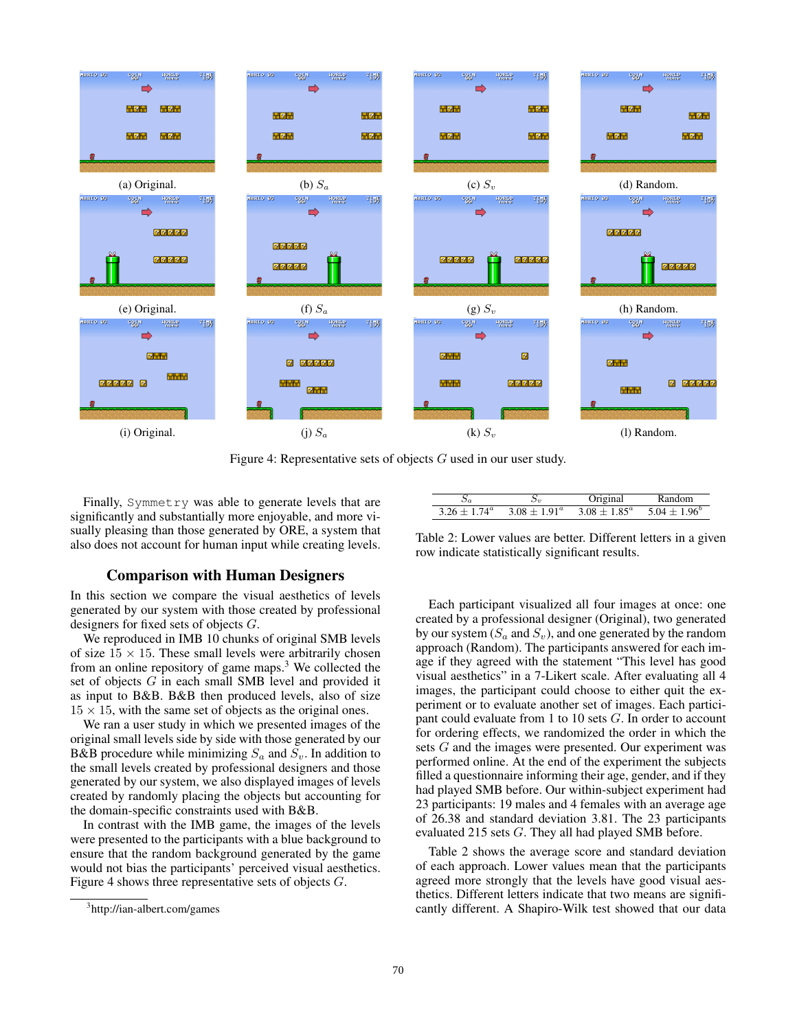(a) Original. (b) $S_a$ (c) $S_v$ (d) Random.

(e) Original. (f) $S_a$ (g) $S_v$ (h) Random.

(i) Original. (j) $S_a$ (k) $S_v$ (l) Random.

Figure 4: Representative sets of objects $G$ used in our user study.

Finally, Symmetry was able to generate levels that are significantly and substantially more enjoyable, and more visually pleasing than those generated by ORE, a system that also does not account for human input while creating levels.

## Comparison with Human Designers

In this section we compare the visual aesthetics of levels generated by our system with those created by professional designers for fixed sets of objects $G$.

We reproduced in IMB 10 chunks of original SMB levels of size $15 \times 15$. These small levels were arbitrarily chosen from an online repository of game maps.[3] We collected the set of objects $G$ in each small SMB level and provided it as input to B&B. B&B then produced levels, also of size $15 \times 15$, with the same set of objects as the original ones.

We ran a user study in which we presented images of the original small levels side by side with those generated by our B&B procedure while minimizing $S_a$ and $S_v$. In addition to the small levels created by professional designers and those generated by our system, we also displayed images of levels created by randomly placing the objects but accounting for the domain-specific constraints used with B&B.

In contrast with the IMB game, the images of the levels were presented to the participants with a blue background to ensure that the random background generated by the game would not bias the participants' perceived visual aesthetics. Figure 4 shows three representative sets of objects $G$.

[3] http://ian-albert.com/games

| $S_a$ | $S_v$ | Original | Random |
|---|---|---|---|
| $3.26 \pm 1.74^a$ | $3.08 \pm 1.91^a$ | $3.08 \pm 1.85^a$ | $5.04 \pm 1.96^b$ |

Table 2: Lower values are better. Different letters in a given row indicate statistically significant results.

Each participant visualized all four images at once: one created by a professional designer (Original), two generated by our system ($S_a$ and $S_v$), and one generated by the random approach (Random). The participants answered for each image if they agreed with the statement "This level has good visual aesthetics" in a 7-Likert scale. After evaluating all 4 images, the participant could choose to either quit the experiment or to evaluate another set of images. Each participant could evaluate from 1 to 10 sets $G$. In order to account for ordering effects, we randomized the order in which the sets $G$ and the images were presented. Our experiment was performed online. At the end of the experiment the subjects filled a questionnaire informing their age, gender, and if they had played SMB before. Our within-subject experiment had 23 participants: 19 males and 4 females with an average age of 26.38 and standard deviation 3.81. The 23 participants evaluated 215 sets $G$. They all had played SMB before.

Table 2 shows the average score and standard deviation of each approach. Lower values mean that the participants agreed more strongly that the levels have good visual aesthetics. Different letters indicate that two means are significantly different. A Shapiro-Wilk test showed that our data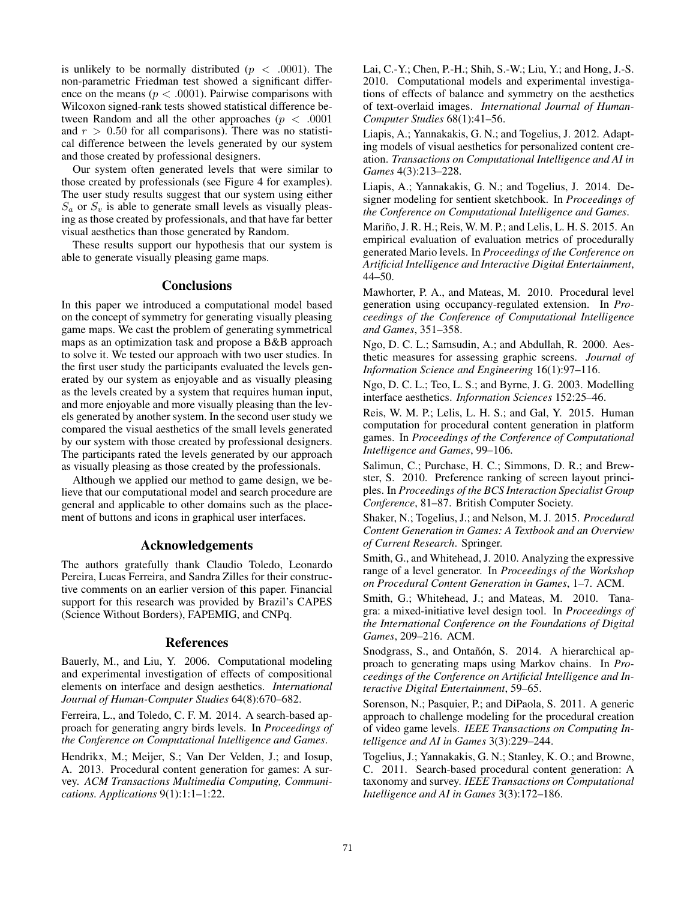is unlikely to be normally distributed ($p < .0001$). The non-parametric Friedman test showed a significant difference on the means ($p < .0001$). Pairwise comparisons with Wilcoxon signed-rank tests showed statistical difference between Random and all the other approaches ($p < .0001$ and $r > 0.50$ for all comparisons). There was no statistical difference between the levels generated by our system and those created by professional designers.

Our system often generated levels that were similar to those created by professionals (see Figure 4 for examples). The user study results suggest that our system using either $S_a$ or $S_v$ is able to generate small levels as visually pleasing as those created by professionals, and that have far better visual aesthetics than those generated by Random.

These results support our hypothesis that our system is able to generate visually pleasing game maps.

## Conclusions

In this paper we introduced a computational model based on the concept of symmetry for generating visually pleasing game maps. We cast the problem of generating symmetrical maps as an optimization task and propose a B&B approach to solve it. We tested our approach with two user studies. In the first user study the participants evaluated the levels generated by our system as enjoyable and as visually pleasing as the levels created by a system that requires human input, and more enjoyable and more visually pleasing than the levels generated by another system. In the second user study we compared the visual aesthetics of the small levels generated by our system with those created by professional designers. The participants rated the levels generated by our approach as visually pleasing as those created by the professionals.

Although we applied our method to game design, we believe that our computational model and search procedure are general and applicable to other domains such as the placement of buttons and icons in graphical user interfaces.

## Acknowledgements

The authors gratefully thank Claudio Toledo, Leonardo Pereira, Lucas Ferreira, and Sandra Zilles for their constructive comments on an earlier version of this paper. Financial support for this research was provided by Brazil's CAPES (Science Without Borders), FAPEMIG, and CNPq.

## References

Bauerly, M., and Liu, Y. 2006. Computational modeling and experimental investigation of effects of compositional elements on interface and design aesthetics. *International Journal of Human-Computer Studies* 64(8):670–682.

Ferreira, L., and Toledo, C. F. M. 2014. A search-based approach for generating angry birds levels. In *Proceedings of the Conference on Computational Intelligence and Games*.

Hendrikx, M.; Meijer, S.; Van Der Velden, J.; and Iosup, A. 2013. Procedural content generation for games: A survey. *ACM Transactions Multimedia Computing, Communications. Applications* 9(1):1:1–1:22.

Lai, C.-Y.; Chen, P.-H.; Shih, S.-W.; Liu, Y.; and Hong, J.-S. 2010. Computational models and experimental investigations of effects of balance and symmetry on the aesthetics of text-overlaid images. *International Journal of Human-Computer Studies* 68(1):41–56.

Liapis, A.; Yannakakis, G. N.; and Togelius, J. 2012. Adapting models of visual aesthetics for personalized content creation. *Transactions on Computational Intelligence and AI in Games* 4(3):213–228.

Liapis, A.; Yannakakis, G. N.; and Togelius, J. 2014. Designer modeling for sentient sketchbook. In *Proceedings of the Conference on Computational Intelligence and Games*.

Mariño, J. R. H.; Reis, W. M. P.; and Lelis, L. H. S. 2015. An empirical evaluation of evaluation metrics of procedurally generated Mario levels. In *Proceedings of the Conference on Artificial Intelligence and Interactive Digital Entertainment*, 44–50.

Mawhorter, P. A., and Mateas, M. 2010. Procedural level generation using occupancy-regulated extension. In *Proceedings of the Conference of Computational Intelligence and Games*, 351–358.

Ngo, D. C. L.; Samsudin, A.; and Abdullah, R. 2000. Aesthetic measures for assessing graphic screens. *Journal of Information Science and Engineering* 16(1):97–116.

Ngo, D. C. L.; Teo, L. S.; and Byrne, J. G. 2003. Modelling interface aesthetics. *Information Sciences* 152:25–46.

Reis, W. M. P.; Lelis, L. H. S.; and Gal, Y. 2015. Human computation for procedural content generation in platform games. In *Proceedings of the Conference of Computational Intelligence and Games*, 99–106.

Salimun, C.; Purchase, H. C.; Simmons, D. R.; and Brewster, S. 2010. Preference ranking of screen layout principles. In *Proceedings of the BCS Interaction Specialist Group Conference*, 81–87. British Computer Society.

Shaker, N.; Togelius, J.; and Nelson, M. J. 2015. *Procedural Content Generation in Games: A Textbook and an Overview of Current Research*. Springer.

Smith, G., and Whitehead, J. 2010. Analyzing the expressive range of a level generator. In *Proceedings of the Workshop on Procedural Content Generation in Games*, 1–7. ACM.

Smith, G.; Whitehead, J.; and Mateas, M. 2010. Tanagra: a mixed-initiative level design tool. In *Proceedings of the International Conference on the Foundations of Digital Games*, 209–216. ACM.

Snodgrass, S., and Ontañón, S. 2014. A hierarchical approach to generating maps using Markov chains. In *Proceedings of the Conference on Artificial Intelligence and Interactive Digital Entertainment*, 59–65.

Sorenson, N.; Pasquier, P.; and DiPaola, S. 2011. A generic approach to challenge modeling for the procedural creation of video game levels. *IEEE Transactions on Computing Intelligence and AI in Games* 3(3):229–244.

Togelius, J.; Yannakakis, G. N.; Stanley, K. O.; and Browne, C. 2011. Search-based procedural content generation: A taxonomy and survey. *IEEE Transactions on Computational Intelligence and AI in Games* 3(3):172–186.